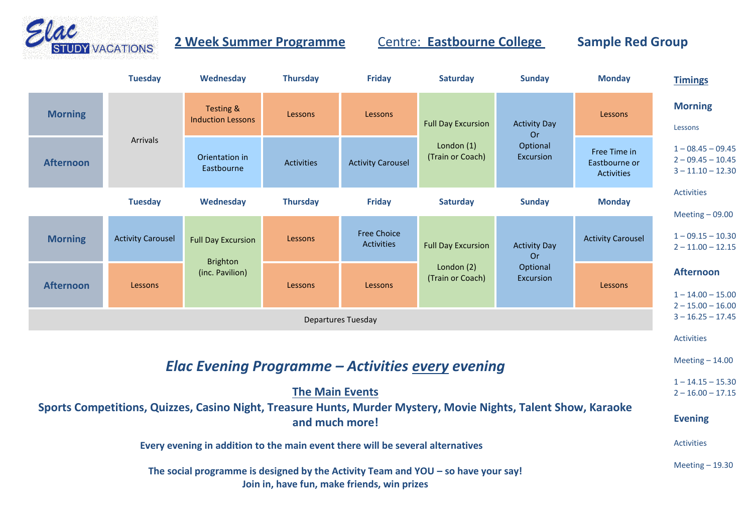Elac STUDY VACATIONS

## 2 Week Summer Programme    Centre: Eastbourne College    Sample Red Group

| | Tuesday | Wednesday | Thursday | Friday | Saturday | Sunday | Monday |
|---|---|---|---|---|---|---|---|
| **Morning** | Arrivals | Testing & Induction Lessons | Lessons | Lessons | Full Day Excursion London (1) (Train or Coach) | Activity Day Or Optional Excursion | Lessons |
| **Afternoon** | | Orientation in Eastbourne | Activities | Activity Carousel | | | Free Time in Eastbourne or Activities |

| | Tuesday | Wednesday | Thursday | Friday | Saturday | Sunday | Monday |
|---|---|---|---|---|---|---|---|
| **Morning** | Activity Carousel | Full Day Excursion Brighton (inc. Pavilion) | Lessons | Free Choice Activities | Full Day Excursion London (2) (Train or Coach) | Activity Day Or Optional Excursion | Activity Carousel |
| **Afternoon** | Lessons | | Lessons | Lessons | | | Lessons |

Departures Tuesday

### Timings

**Morning**

Lessons

1 – 08.45 – 09.45
2 – 09.45 – 10.45
3 – 11.10 – 12.30

Activities

Meeting – 09.00

1 – 09.15 – 10.30
2 – 11.00 – 12.15

**Afternoon**

1 – 14.00 – 15.00
2 – 15.00 – 16.00
3 – 16.25 – 17.45

Activities

Meeting – 14.00

1 – 14.15 – 15.30
2 – 16.00 – 17.15

**Evening**

Activities

Meeting – 19.30

## *Elac Evening Programme – Activities every evening*

**The Main Events**

**Sports Competitions, Quizzes, Casino Night, Treasure Hunts, Murder Mystery, Movie Nights, Talent Show, Karaoke and much more!**

**Every evening in addition to the main event there will be several alternatives**

**The social programme is designed by the Activity Team and YOU – so have your say!**
**Join in, have fun, make friends, win prizes**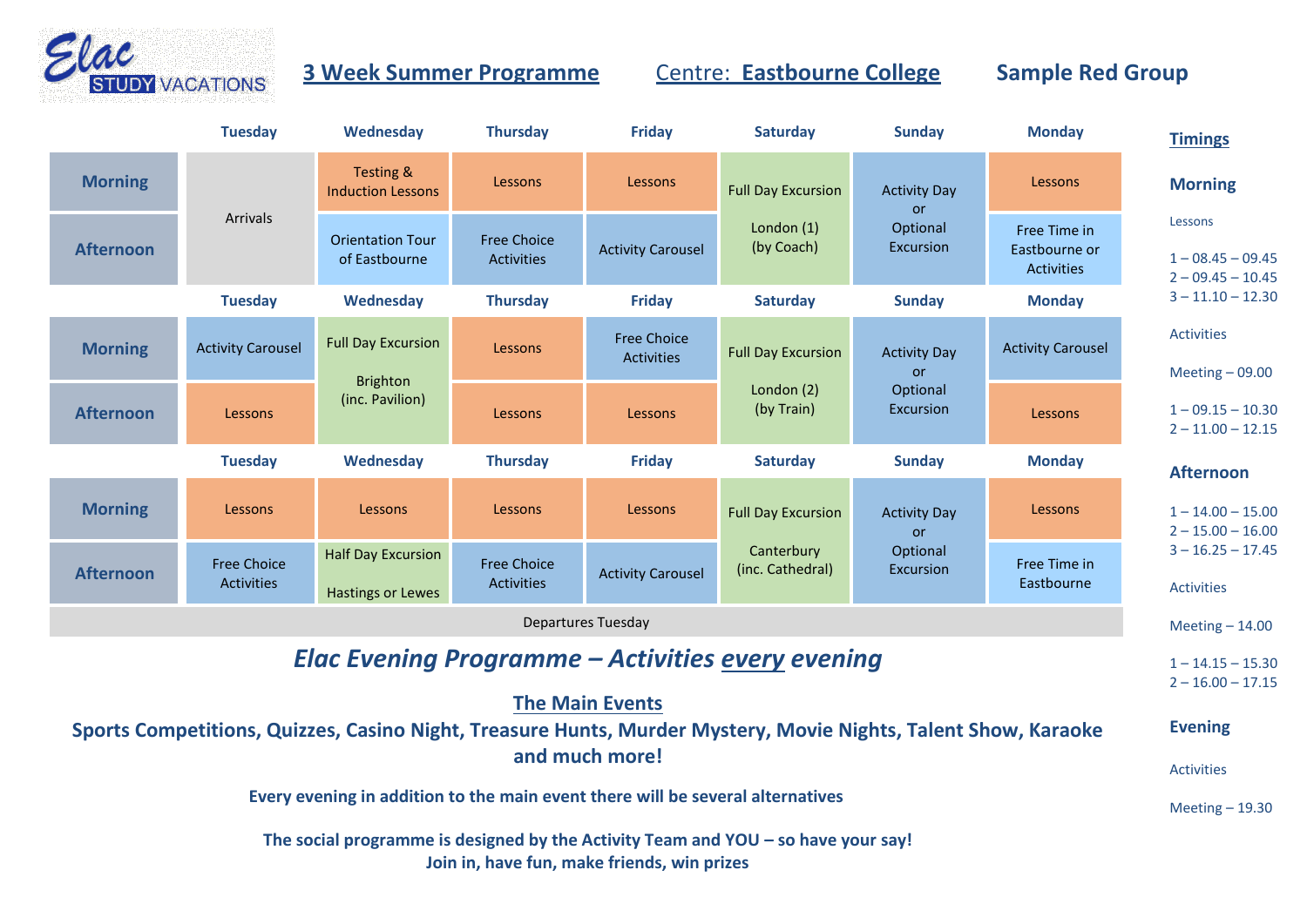Elac STUDY VACATIONS

# 3 Week Summer Programme

**Centre: Eastbourne College** | **Sample Red Group**

| | Tuesday | Wednesday | Thursday | Friday | Saturday | Sunday | Monday |
|---|---|---|---|---|---|---|---|
| **Morning** | Arrivals | Testing & Induction Lessons | Lessons | Lessons | Full Day Excursion London (1) (by Coach) | Activity Day or Optional Excursion | Lessons |
| **Afternoon** | Arrivals | Orientation Tour of Eastbourne | Free Choice Activities | Activity Carousel | Full Day Excursion London (1) (by Coach) | Activity Day or Optional Excursion | Free Time in Eastbourne or Activities |
| | **Tuesday** | **Wednesday** | **Thursday** | **Friday** | **Saturday** | **Sunday** | **Monday** |
| **Morning** | Activity Carousel | Full Day Excursion Brighton (inc. Pavilion) | Lessons | Free Choice Activities | Full Day Excursion London (2) (by Train) | Activity Day or Optional Excursion | Activity Carousel |
| **Afternoon** | Lessons | Full Day Excursion Brighton (inc. Pavilion) | Lessons | Lessons | Full Day Excursion London (2) (by Train) | Activity Day or Optional Excursion | Lessons |
| | **Tuesday** | **Wednesday** | **Thursday** | **Friday** | **Saturday** | **Sunday** | **Monday** |
| **Morning** | Lessons | Lessons | Lessons | Lessons | Full Day Excursion Canterbury (inc. Cathedral) | Activity Day or Optional Excursion | Lessons |
| **Afternoon** | Free Choice Activities | Half Day Excursion Hastings or Lewes | Free Choice Activities | Activity Carousel | Full Day Excursion Canterbury (inc. Cathedral) | Activity Day or Optional Excursion | Free Time in Eastbourne |

Departures Tuesday

## *Elac Evening Programme – Activities every evening*

### The Main Events

**Sports Competitions, Quizzes, Casino Night, Treasure Hunts, Murder Mystery, Movie Nights, Talent Show, Karaoke and much more!**

**Every evening in addition to the main event there will be several alternatives**

**The social programme is designed by the Activity Team and YOU – so have your say!**
**Join in, have fun, make friends, win prizes**

## Timings

### Morning

Lessons

1 – 08.45 – 09.45
2 – 09.45 – 10.45
3 – 11.10 – 12.30

Activities

Meeting – 09.00

1 – 09.15 – 10.30
2 – 11.00 – 12.15

### Afternoon

1 – 14.00 – 15.00
2 – 15.00 – 16.00
3 – 16.25 – 17.45

Activities

Meeting – 14.00

1 – 14.15 – 15.30
2 – 16.00 – 17.15

### Evening

Activities

Meeting – 19.30